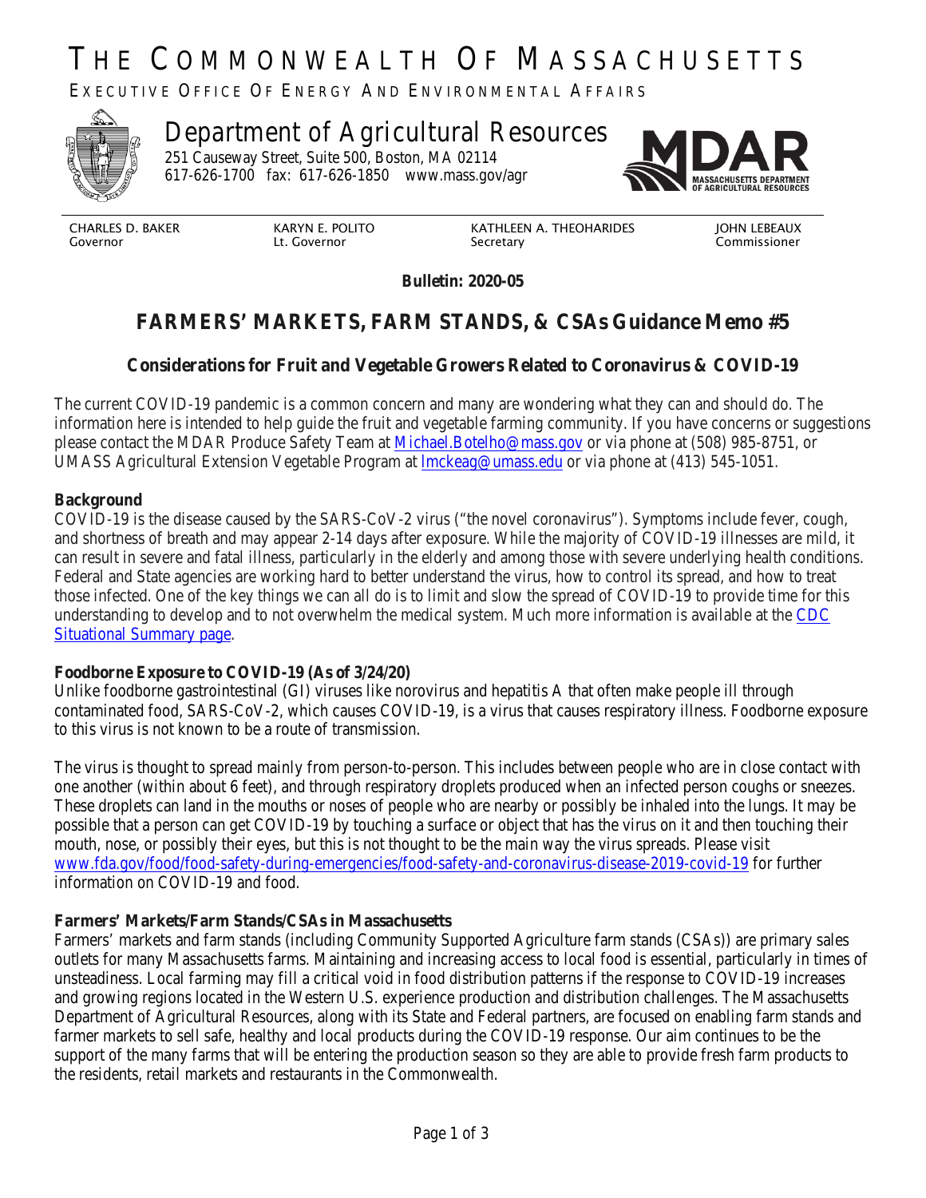# THE COMMONWEALTH OF MASSACHUSETTS

EXECUTIVE OFFICE OF ENERGY AND ENVIRONMENTAL AFFAIRS

## Department of Agricultural Resources

251 Causeway Street, Suite 500, Boston, MA 02114
617-626-1700 fax: 617-626-1850 www.mass.gov/agr

| CHARLES D. BAKER | KARYN E. POLITO | KATHLEEN A. THEOHARIDES | JOHN LEBEAUX |
| --- | --- | --- | --- |
| Governor | Lt. Governor | Secretary | Commissioner |

**Bulletin: 2020-05**

## FARMERS' MARKETS, FARM STANDS, & CSAs Guidance Memo #5

### Considerations for Fruit and Vegetable Growers Related to Coronavirus & COVID-19

The current COVID-19 pandemic is a common concern and many are wondering what they can and should do. The information here is intended to help guide the fruit and vegetable farming community. If you have concerns or suggestions please contact the MDAR Produce Safety Team at Michael.Botelho@mass.gov or via phone at (508) 985-8751, or UMASS Agricultural Extension Vegetable Program at lmckeag@umass.edu or via phone at (413) 545-1051.

**Background**

COVID-19 is the disease caused by the SARS-CoV-2 virus ("the novel coronavirus"). Symptoms include fever, cough, and shortness of breath and may appear 2-14 days after exposure. While the majority of COVID-19 illnesses are mild, it can result in severe and fatal illness, particularly in the elderly and among those with severe underlying health conditions. Federal and State agencies are working hard to better understand the virus, how to control its spread, and how to treat those infected. One of the key things we can all do is to limit and slow the spread of COVID-19 to provide time for this understanding to develop and to not overwhelm the medical system. Much more information is available at the CDC Situational Summary page.

**Foodborne Exposure to COVID-19 (As of 3/24/20)**

Unlike foodborne gastrointestinal (GI) viruses like norovirus and hepatitis A that often make people ill through contaminated food, SARS-CoV-2, which causes COVID-19, is a virus that causes respiratory illness. Foodborne exposure to this virus is not known to be a route of transmission.

The virus is thought to spread mainly from person-to-person. This includes between people who are in close contact with one another (within about 6 feet), and through respiratory droplets produced when an infected person coughs or sneezes. These droplets can land in the mouths or noses of people who are nearby or possibly be inhaled into the lungs. It may be possible that a person can get COVID-19 by touching a surface or object that has the virus on it and then touching their mouth, nose, or possibly their eyes, but this is not thought to be the main way the virus spreads. Please visit www.fda.gov/food/food-safety-during-emergencies/food-safety-and-coronavirus-disease-2019-covid-19 for further information on COVID-19 and food.

**Farmers' Markets/Farm Stands/CSAs in Massachusetts**

Farmers' markets and farm stands (including Community Supported Agriculture farm stands (CSAs)) are primary sales outlets for many Massachusetts farms. Maintaining and increasing access to local food is essential, particularly in times of unsteadiness. Local farming may fill a critical void in food distribution patterns if the response to COVID-19 increases and growing regions located in the Western U.S. experience production and distribution challenges. The Massachusetts Department of Agricultural Resources, along with its State and Federal partners, are focused on enabling farm stands and farmer markets to sell safe, healthy and local products during the COVID-19 response. Our aim continues to be the support of the many farms that will be entering the production season so they are able to provide fresh farm products to the residents, retail markets and restaurants in the Commonwealth.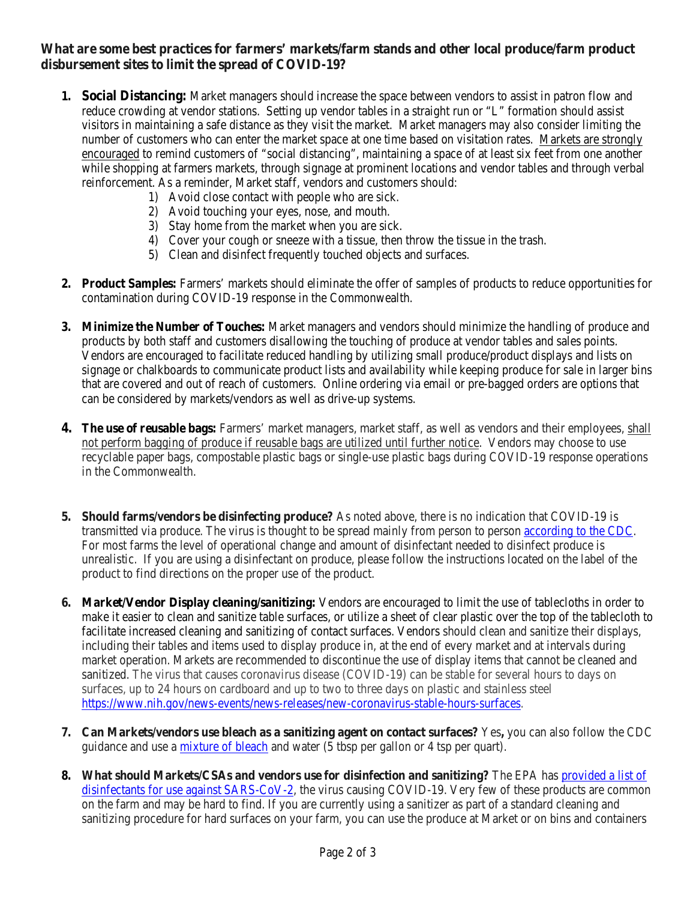**What are some best practices for farmers' markets/farm stands and other local produce/farm product disbursement sites to limit the spread of COVID-19?**

1. **Social Distancing:** Market managers should increase the space between vendors to assist in patron flow and reduce crowding at vendor stations. Setting up vendor tables in a straight run or "L" formation should assist visitors in maintaining a safe distance as they visit the market. Market managers may also consider limiting the number of customers who can enter the market space at one time based on visitation rates. <u>Markets are strongly encouraged</u> to remind customers of "social distancing", maintaining a space of at least six feet from one another while shopping at farmers markets, through signage at prominent locations and vendor tables and through verbal reinforcement. As a reminder, Market staff, vendors and customers should:
    1) Avoid close contact with people who are sick.
    2) Avoid touching your eyes, nose, and mouth.
    3) Stay home from the market when you are sick.
    4) Cover your cough or sneeze with a tissue, then throw the tissue in the trash.
    5) Clean and disinfect frequently touched objects and surfaces.

2. **Product Samples:** Farmers' markets should eliminate the offer of samples of products to reduce opportunities for contamination during COVID-19 response in the Commonwealth.

3. **Minimize the Number of Touches:** Market managers and vendors should minimize the handling of produce and products by both staff and customers disallowing the touching of produce at vendor tables and sales points. Vendors are encouraged to facilitate reduced handling by utilizing small produce/product displays and lists on signage or chalkboards to communicate product lists and availability while keeping produce for sale in larger bins that are covered and out of reach of customers. Online ordering via email or pre-bagged orders are options that can be considered by markets/vendors as well as drive-up systems.

4. **The use of reusable bags:** Farmers' market managers, market staff, as well as vendors and their employees, <u>shall not perform bagging of produce if reusable bags are utilized until further notice</u>. Vendors may choose to use recyclable paper bags, compostable plastic bags or single-use plastic bags during COVID-19 response operations in the Commonwealth.

5. **Should farms/vendors be disinfecting produce?** As noted above, there is no indication that COVID-19 is transmitted via produce. The virus is thought to be spread mainly from person to person according to the CDC. For most farms the level of operational change and amount of disinfectant needed to disinfect produce is unrealistic. If you are using a disinfectant on produce, please follow the instructions located on the label of the product to find directions on the proper use of the product.

6. **Market/Vendor Display cleaning/sanitizing:** Vendors are encouraged to limit the use of tablecloths in order to make it easier to clean and sanitize table surfaces, or utilize a sheet of clear plastic over the top of the tablecloth to facilitate increased cleaning and sanitizing of contact surfaces. Vendors should clean and sanitize their displays, including their tables and items used to display produce in, at the end of every market and at intervals during market operation. Markets are recommended to discontinue the use of display items that cannot be cleaned and sanitized. The virus that causes coronavirus disease (COVID-19) can be stable for several hours to days on surfaces, up to 24 hours on cardboard and up to two to three days on plastic and stainless steel https://www.nih.gov/news-events/news-releases/new-coronavirus-stable-hours-surfaces.

7. **Can Markets/vendors use bleach as a sanitizing agent on contact surfaces?** Yes**,** you can also follow the CDC guidance and use a mixture of bleach and water (5 tbsp per gallon or 4 tsp per quart).

8. **What should Markets/CSAs and vendors use for disinfection and sanitizing?** The EPA has provided a list of disinfectants for use against SARS-CoV-2, the virus causing COVID-19. Very few of these products are common on the farm and may be hard to find. If you are currently using a sanitizer as part of a standard cleaning and sanitizing procedure for hard surfaces on your farm, you can use the produce at Market or on bins and containers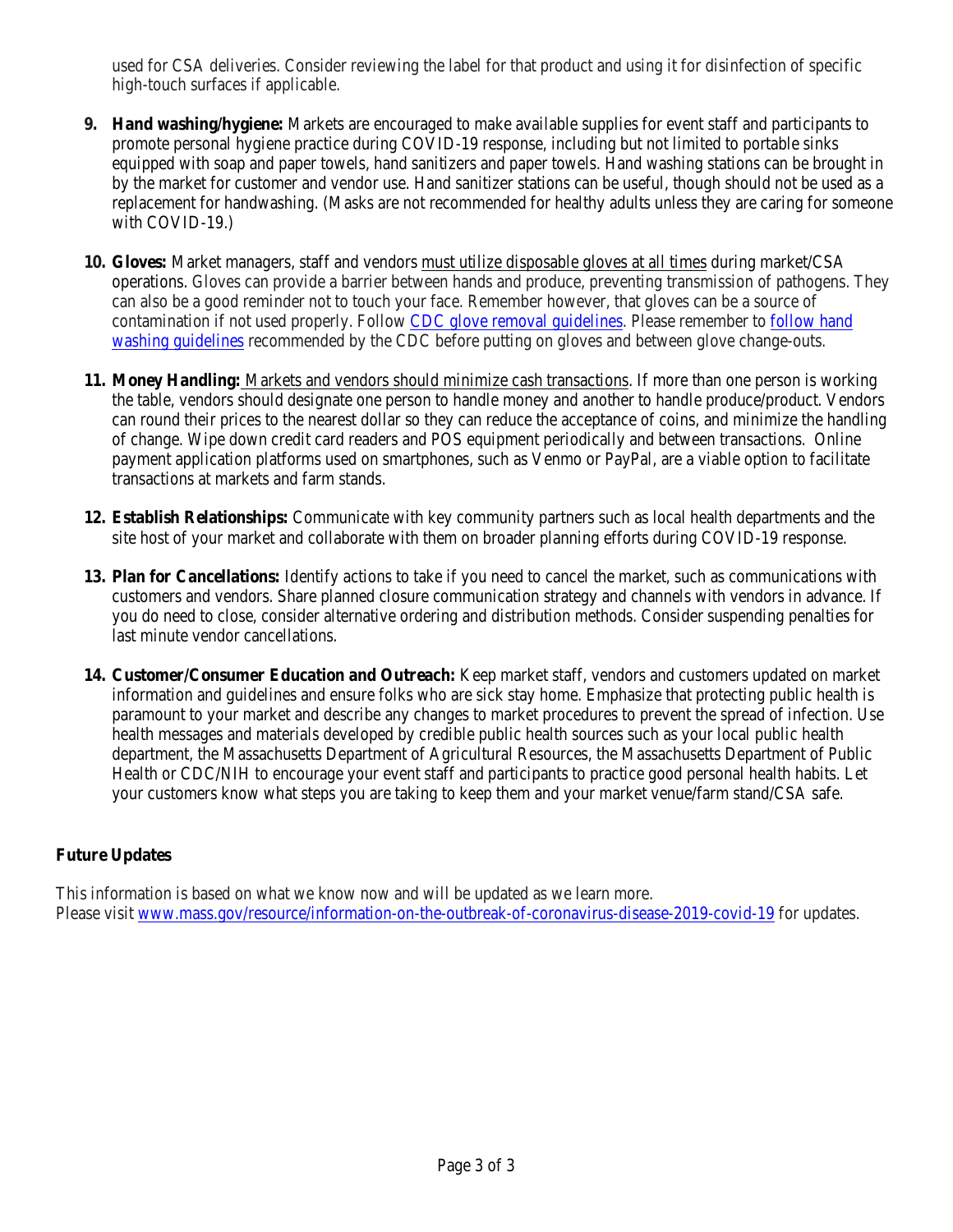used for CSA deliveries. Consider reviewing the label for that product and using it for disinfection of specific high-touch surfaces if applicable.

9. **Hand washing/hygiene:** Markets are encouraged to make available supplies for event staff and participants to promote personal hygiene practice during COVID-19 response, including but not limited to portable sinks equipped with soap and paper towels, hand sanitizers and paper towels. Hand washing stations can be brought in by the market for customer and vendor use. Hand sanitizer stations can be useful, though should not be used as a replacement for handwashing. (Masks are not recommended for healthy adults unless they are caring for someone with COVID-19.)

10. **Gloves:** Market managers, staff and vendors must utilize disposable gloves at all times during market/CSA operations. Gloves can provide a barrier between hands and produce, preventing transmission of pathogens. They can also be a good reminder not to touch your face. Remember however, that gloves can be a source of contamination if not used properly. Follow CDC glove removal guidelines. Please remember to follow hand washing guidelines recommended by the CDC before putting on gloves and between glove change-outs.

11. **Money Handling:** Markets and vendors should minimize cash transactions. If more than one person is working the table, vendors should designate one person to handle money and another to handle produce/product. Vendors can round their prices to the nearest dollar so they can reduce the acceptance of coins, and minimize the handling of change. Wipe down credit card readers and POS equipment periodically and between transactions. Online payment application platforms used on smartphones, such as Venmo or PayPal, are a viable option to facilitate transactions at markets and farm stands.

12. **Establish Relationships:** Communicate with key community partners such as local health departments and the site host of your market and collaborate with them on broader planning efforts during COVID-19 response.

13. **Plan for Cancellations:** Identify actions to take if you need to cancel the market, such as communications with customers and vendors. Share planned closure communication strategy and channels with vendors in advance. If you do need to close, consider alternative ordering and distribution methods. Consider suspending penalties for last minute vendor cancellations.

14. **Customer/Consumer Education and Outreach:** Keep market staff, vendors and customers updated on market information and guidelines and ensure folks who are sick stay home. Emphasize that protecting public health is paramount to your market and describe any changes to market procedures to prevent the spread of infection. Use health messages and materials developed by credible public health sources such as your local public health department, the Massachusetts Department of Agricultural Resources, the Massachusetts Department of Public Health or CDC/NIH to encourage your event staff and participants to practice good personal health habits. Let your customers know what steps you are taking to keep them and your market venue/farm stand/CSA safe.

## Future Updates

This information is based on what we know now and will be updated as we learn more.
Please visit www.mass.gov/resource/information-on-the-outbreak-of-coronavirus-disease-2019-covid-19 for updates.